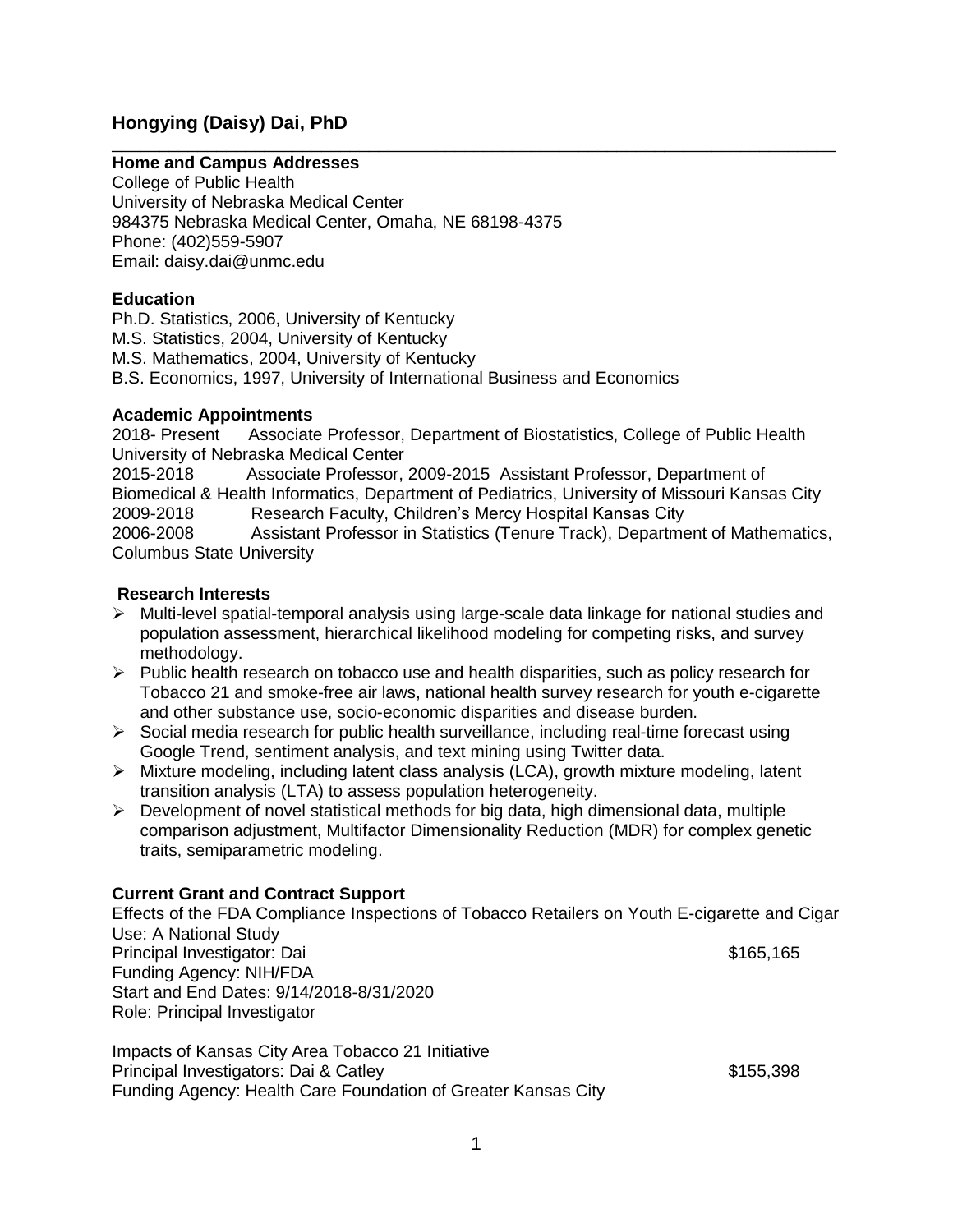# Hongying (Daisy) Dai, PhD

---

**Home and Campus Addresses**
College of Public Health
University of Nebraska Medical Center
984375 Nebraska Medical Center, Omaha, NE 68198-4375
Phone: (402)559-5907
Email: daisy.dai@unmc.edu

**Education**
Ph.D. Statistics, 2006, University of Kentucky
M.S. Statistics, 2004, University of Kentucky
M.S. Mathematics, 2004, University of Kentucky
B.S. Economics, 1997, University of International Business and Economics

**Academic Appointments**
2018- Present Associate Professor, Department of Biostatistics, College of Public Health University of Nebraska Medical Center
2015-2018 Associate Professor, 2009-2015 Assistant Professor, Department of Biomedical & Health Informatics, Department of Pediatrics, University of Missouri Kansas City
2009-2018 Research Faculty, Children's Mercy Hospital Kansas City
2006-2008 Assistant Professor in Statistics (Tenure Track), Department of Mathematics, Columbus State University

**Research Interests**

- Multi-level spatial-temporal analysis using large-scale data linkage for national studies and population assessment, hierarchical likelihood modeling for competing risks, and survey methodology.
- Public health research on tobacco use and health disparities, such as policy research for Tobacco 21 and smoke-free air laws, national health survey research for youth e-cigarette and other substance use, socio-economic disparities and disease burden.
- Social media research for public health surveillance, including real-time forecast using Google Trend, sentiment analysis, and text mining using Twitter data.
- Mixture modeling, including latent class analysis (LCA), growth mixture modeling, latent transition analysis (LTA) to assess population heterogeneity.
- Development of novel statistical methods for big data, high dimensional data, multiple comparison adjustment, Multifactor Dimensionality Reduction (MDR) for complex genetic traits, semiparametric modeling.

**Current Grant and Contract Support**

Effects of the FDA Compliance Inspections of Tobacco Retailers on Youth E-cigarette and Cigar Use: A National Study
Principal Investigator: Dai $165,165
Funding Agency: NIH/FDA
Start and End Dates: 9/14/2018-8/31/2020
Role: Principal Investigator

Impacts of Kansas City Area Tobacco 21 Initiative
Principal Investigators: Dai & Catley $155,398
Funding Agency: Health Care Foundation of Greater Kansas City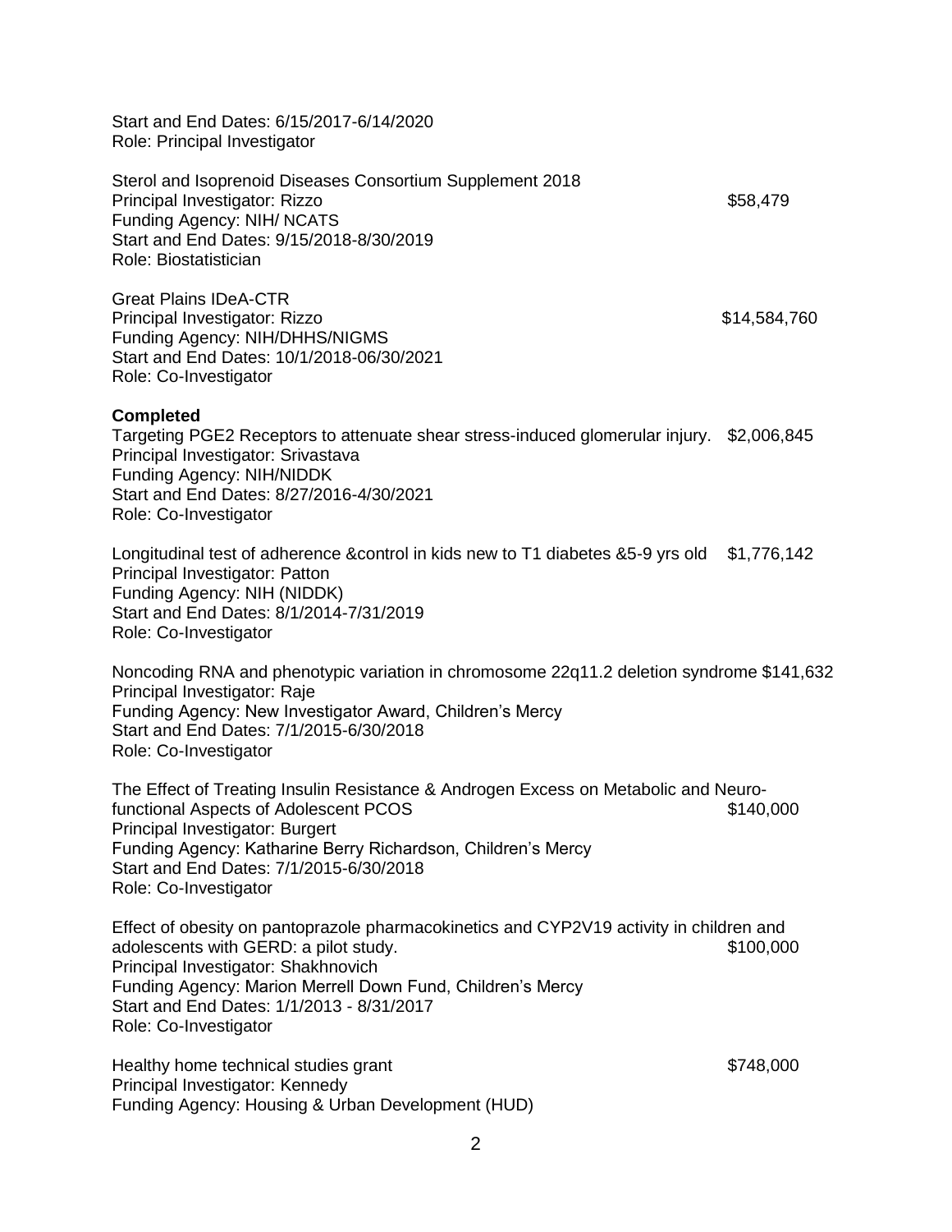Start and End Dates: 6/15/2017-6/14/2020
Role: Principal Investigator

Sterol and Isoprenoid Diseases Consortium Supplement 2018
Principal Investigator: Rizzo $58,479
Funding Agency: NIH/ NCATS
Start and End Dates: 9/15/2018-8/30/2019
Role: Biostatistician

Great Plains IDeA-CTR
Principal Investigator: Rizzo $14,584,760
Funding Agency: NIH/DHHS/NIGMS
Start and End Dates: 10/1/2018-06/30/2021
Role: Co-Investigator

**Completed**

Targeting PGE2 Receptors to attenuate shear stress-induced glomerular injury. $2,006,845
Principal Investigator: Srivastava
Funding Agency: NIH/NIDDK
Start and End Dates: 8/27/2016-4/30/2021
Role: Co-Investigator

Longitudinal test of adherence &control in kids new to T1 diabetes &5-9 yrs old $1,776,142
Principal Investigator: Patton
Funding Agency: NIH (NIDDK)
Start and End Dates: 8/1/2014-7/31/2019
Role: Co-Investigator

Noncoding RNA and phenotypic variation in chromosome 22q11.2 deletion syndrome $141,632
Principal Investigator: Raje
Funding Agency: New Investigator Award, Children's Mercy
Start and End Dates: 7/1/2015-6/30/2018
Role: Co-Investigator

The Effect of Treating Insulin Resistance & Androgen Excess on Metabolic and Neuro-functional Aspects of Adolescent PCOS $140,000
Principal Investigator: Burgert
Funding Agency: Katharine Berry Richardson, Children's Mercy
Start and End Dates: 7/1/2015-6/30/2018
Role: Co-Investigator

Effect of obesity on pantoprazole pharmacokinetics and CYP2V19 activity in children and adolescents with GERD: a pilot study. $100,000
Principal Investigator: Shakhnovich
Funding Agency: Marion Merrell Down Fund, Children's Mercy
Start and End Dates: 1/1/2013 - 8/31/2017
Role: Co-Investigator

Healthy home technical studies grant $748,000
Principal Investigator: Kennedy
Funding Agency: Housing & Urban Development (HUD)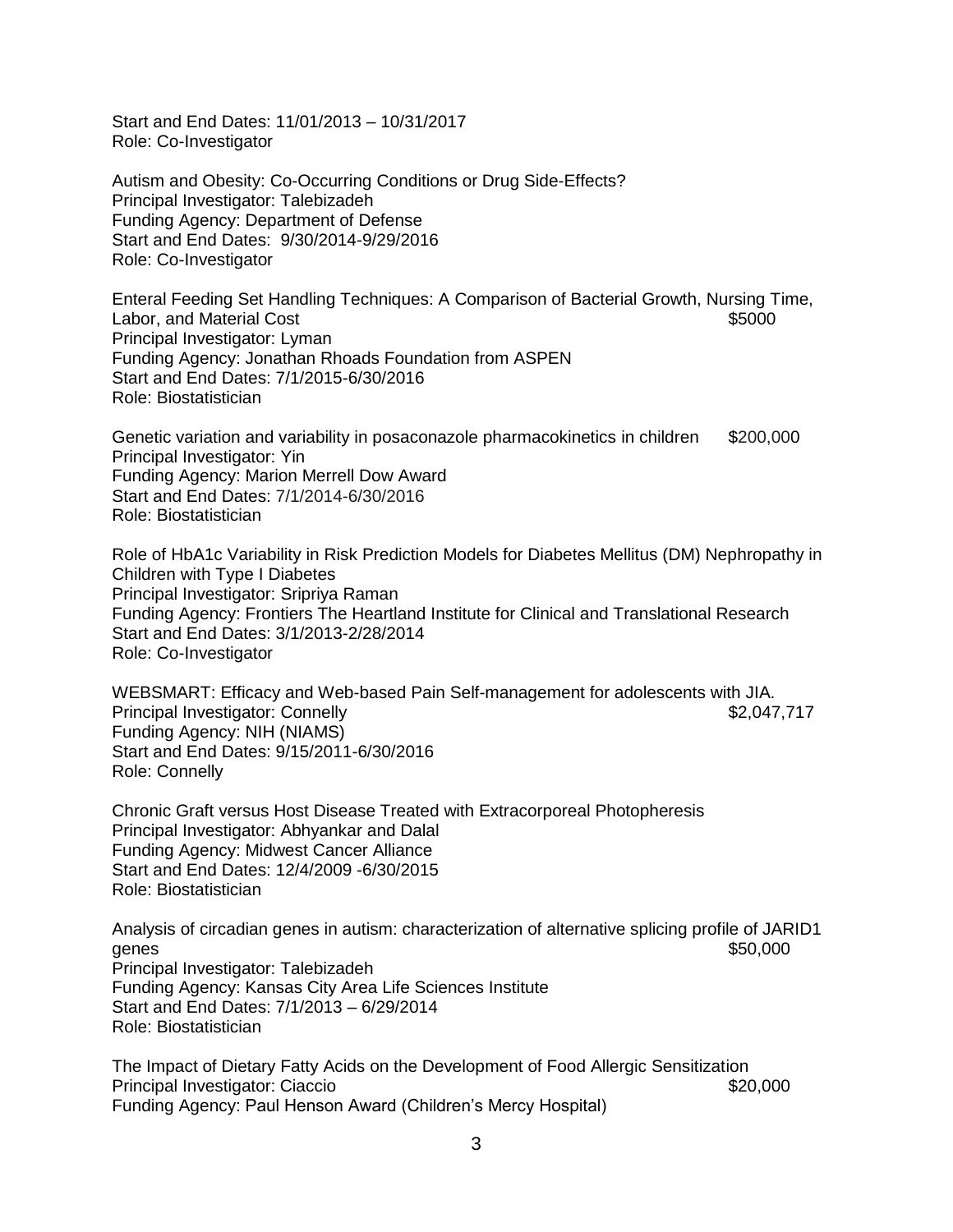Start and End Dates: 11/01/2013 – 10/31/2017
Role: Co-Investigator

Autism and Obesity: Co-Occurring Conditions or Drug Side-Effects?
Principal Investigator: Talebizadeh
Funding Agency: Department of Defense
Start and End Dates: 9/30/2014-9/29/2016
Role: Co-Investigator

Enteral Feeding Set Handling Techniques: A Comparison of Bacterial Growth, Nursing Time, Labor, and Material Cost $5000
Principal Investigator: Lyman
Funding Agency: Jonathan Rhoads Foundation from ASPEN
Start and End Dates: 7/1/2015-6/30/2016
Role: Biostatistician

Genetic variation and variability in posaconazole pharmacokinetics in children $200,000
Principal Investigator: Yin
Funding Agency: Marion Merrell Dow Award
Start and End Dates: 7/1/2014-6/30/2016
Role: Biostatistician

Role of HbA1c Variability in Risk Prediction Models for Diabetes Mellitus (DM) Nephropathy in Children with Type I Diabetes
Principal Investigator: Sripriya Raman
Funding Agency: Frontiers The Heartland Institute for Clinical and Translational Research
Start and End Dates: 3/1/2013-2/28/2014
Role: Co-Investigator

WEBSMART: Efficacy and Web-based Pain Self-management for adolescents with JIA.
Principal Investigator: Connelly $2,047,717
Funding Agency: NIH (NIAMS)
Start and End Dates: 9/15/2011-6/30/2016
Role: Connelly

Chronic Graft versus Host Disease Treated with Extracorporeal Photopheresis
Principal Investigator: Abhyankar and Dalal
Funding Agency: Midwest Cancer Alliance
Start and End Dates: 12/4/2009 -6/30/2015
Role: Biostatistician

Analysis of circadian genes in autism: characterization of alternative splicing profile of JARID1 genes $50,000
Principal Investigator: Talebizadeh
Funding Agency: Kansas City Area Life Sciences Institute
Start and End Dates: 7/1/2013 – 6/29/2014
Role: Biostatistician

The Impact of Dietary Fatty Acids on the Development of Food Allergic Sensitization
Principal Investigator: Ciaccio $20,000
Funding Agency: Paul Henson Award (Children's Mercy Hospital)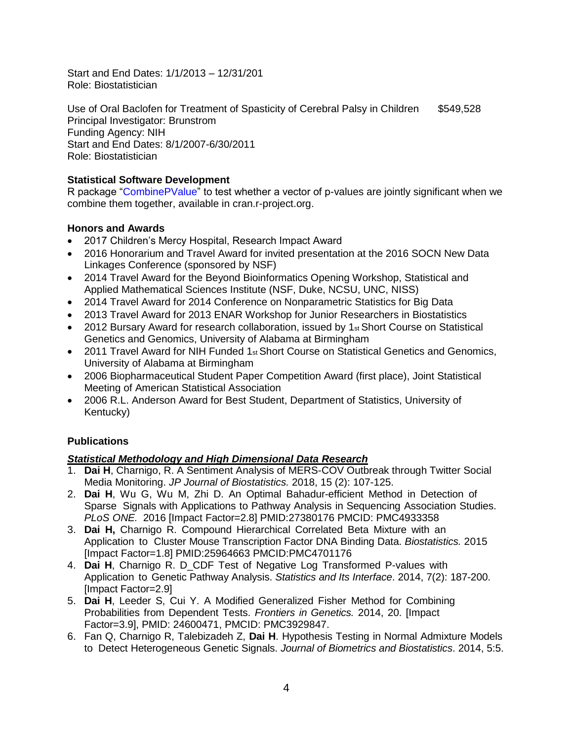Start and End Dates: 1/1/2013 – 12/31/201
Role: Biostatistician

Use of Oral Baclofen for Treatment of Spasticity of Cerebral Palsy in Children $549,528
Principal Investigator: Brunstrom
Funding Agency: NIH
Start and End Dates: 8/1/2007-6/30/2011
Role: Biostatistician

**Statistical Software Development**
R package "CombinePValue" to test whether a vector of p-values are jointly significant when we combine them together, available in cran.r-project.org.

**Honors and Awards**

- 2017 Children's Mercy Hospital, Research Impact Award
- 2016 Honorarium and Travel Award for invited presentation at the 2016 SOCN New Data Linkages Conference (sponsored by NSF)
- 2014 Travel Award for the Beyond Bioinformatics Opening Workshop, Statistical and Applied Mathematical Sciences Institute (NSF, Duke, NCSU, UNC, NISS)
- 2014 Travel Award for 2014 Conference on Nonparametric Statistics for Big Data
- 2013 Travel Award for 2013 ENAR Workshop for Junior Researchers in Biostatistics
- 2012 Bursary Award for research collaboration, issued by 1st Short Course on Statistical Genetics and Genomics, University of Alabama at Birmingham
- 2011 Travel Award for NIH Funded 1st Short Course on Statistical Genetics and Genomics, University of Alabama at Birmingham
- 2006 Biopharmaceutical Student Paper Competition Award (first place), Joint Statistical Meeting of American Statistical Association
- 2006 R.L. Anderson Award for Best Student, Department of Statistics, University of Kentucky)

**Publications**

***Statistical Methodology and High Dimensional Data Research***

1. **Dai H**, Charnigo, R. A Sentiment Analysis of MERS-COV Outbreak through Twitter Social Media Monitoring. *JP Journal of Biostatistics.* 2018, 15 (2): 107-125.
2. **Dai H**, Wu G, Wu M, Zhi D. An Optimal Bahadur-efficient Method in Detection of Sparse Signals with Applications to Pathway Analysis in Sequencing Association Studies. *PLoS ONE.* 2016 [Impact Factor=2.8] PMID:27380176 PMCID: PMC4933358
3. **Dai H,** Charnigo R. Compound Hierarchical Correlated Beta Mixture with an Application to Cluster Mouse Transcription Factor DNA Binding Data. *Biostatistics.* 2015 [Impact Factor=1.8] PMID:25964663 PMCID:PMC4701176
4. **Dai H**, Charnigo R. D_CDF Test of Negative Log Transformed P-values with Application to Genetic Pathway Analysis. *Statistics and Its Interface*. 2014, 7(2): 187-200. [Impact Factor=2.9]
5. **Dai H**, Leeder S, Cui Y. A Modified Generalized Fisher Method for Combining Probabilities from Dependent Tests. *Frontiers in Genetics.* 2014, 20. [Impact Factor=3.9], PMID: 24600471, PMCID: PMC3929847.
6. Fan Q, Charnigo R, Talebizadeh Z, **Dai H**. Hypothesis Testing in Normal Admixture Models to Detect Heterogeneous Genetic Signals. *Journal of Biometrics and Biostatistics*. 2014, 5:5.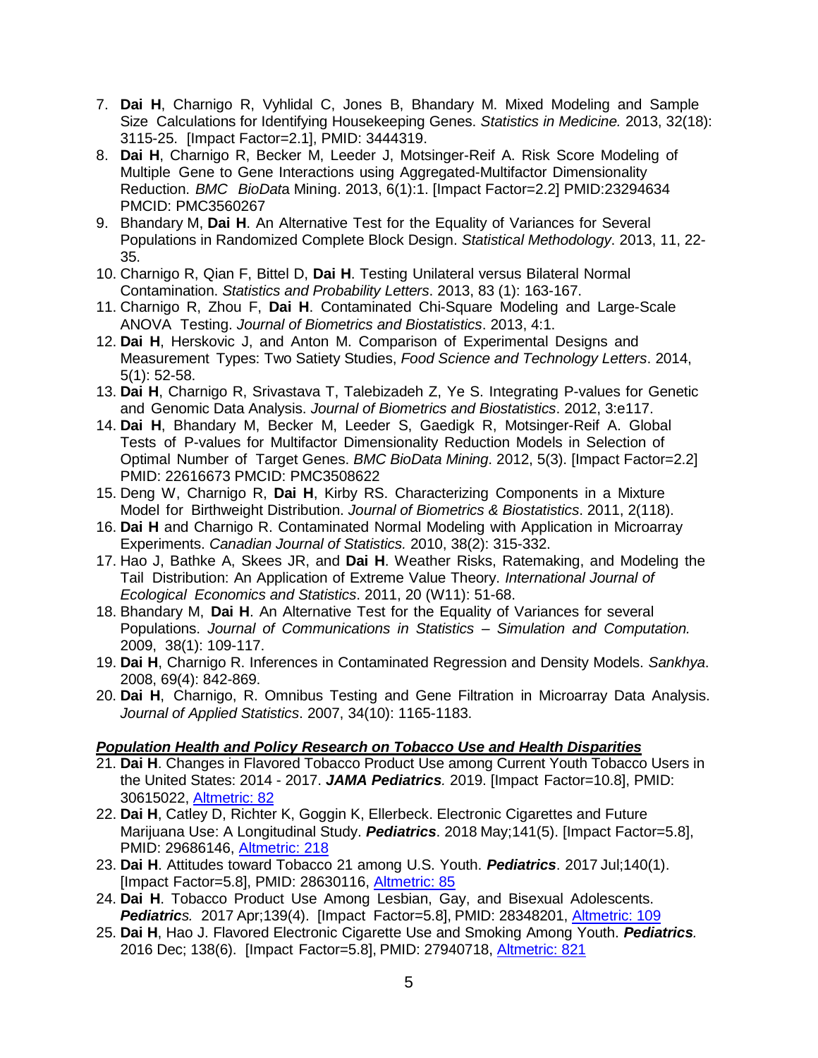7. **Dai H**, Charnigo R, Vyhlidal C, Jones B, Bhandary M. Mixed Modeling and Sample Size Calculations for Identifying Housekeeping Genes. *Statistics in Medicine.* 2013, 32(18): 3115-25. [Impact Factor=2.1], PMID: 3444319.
8. **Dai H**, Charnigo R, Becker M, Leeder J, Motsinger-Reif A. Risk Score Modeling of Multiple Gene to Gene Interactions using Aggregated-Multifactor Dimensionality Reduction. *BMC BioData* Mining. 2013, 6(1):1. [Impact Factor=2.2] PMID:23294634 PMCID: PMC3560267
9. Bhandary M, **Dai H**. An Alternative Test for the Equality of Variances for Several Populations in Randomized Complete Block Design. *Statistical Methodology*. 2013, 11, 22-35.
10. Charnigo R, Qian F, Bittel D, **Dai H**. Testing Unilateral versus Bilateral Normal Contamination. *Statistics and Probability Letters*. 2013, 83 (1): 163-167.
11. Charnigo R, Zhou F, **Dai H**. Contaminated Chi-Square Modeling and Large-Scale ANOVA Testing. *Journal of Biometrics and Biostatistics*. 2013, 4:1.
12. **Dai H**, Herskovic J, and Anton M. Comparison of Experimental Designs and Measurement Types: Two Satiety Studies, *Food Science and Technology Letters*. 2014, 5(1): 52-58.
13. **Dai H**, Charnigo R, Srivastava T, Talebizadeh Z, Ye S. Integrating P-values for Genetic and Genomic Data Analysis. *Journal of Biometrics and Biostatistics*. 2012, 3:e117.
14. **Dai H**, Bhandary M, Becker M, Leeder S, Gaedigk R, Motsinger-Reif A. Global Tests of P-values for Multifactor Dimensionality Reduction Models in Selection of Optimal Number of Target Genes. *BMC BioData Mining*. 2012, 5(3). [Impact Factor=2.2] PMID: 22616673 PMCID: PMC3508622
15. Deng W, Charnigo R, **Dai H**, Kirby RS. Characterizing Components in a Mixture Model for Birthweight Distribution. *Journal of Biometrics & Biostatistics*. 2011, 2(118).
16. **Dai H** and Charnigo R. Contaminated Normal Modeling with Application in Microarray Experiments. *Canadian Journal of Statistics.* 2010, 38(2): 315-332.
17. Hao J, Bathke A, Skees JR, and **Dai H**. Weather Risks, Ratemaking, and Modeling the Tail Distribution: An Application of Extreme Value Theory. *International Journal of Ecological Economics and Statistics*. 2011, 20 (W11): 51-68.
18. Bhandary M, **Dai H**. An Alternative Test for the Equality of Variances for several Populations. *Journal of Communications in Statistics – Simulation and Computation.* 2009, 38(1): 109-117.
19. **Dai H**, Charnigo R. Inferences in Contaminated Regression and Density Models. *Sankhya*. 2008, 69(4): 842-869.
20. **Dai H**, Charnigo, R. Omnibus Testing and Gene Filtration in Microarray Data Analysis. *Journal of Applied Statistics*. 2007, 34(10): 1165-1183.

***Population Health and Policy Research on Tobacco Use and Health Disparities***

21. **Dai H**. Changes in Flavored Tobacco Product Use among Current Youth Tobacco Users in the United States: 2014 - 2017. ***JAMA Pediatrics****.* 2019. [Impact Factor=10.8], PMID: 30615022, Altmetric: 82
22. **Dai H**, Catley D, Richter K, Goggin K, Ellerbeck. Electronic Cigarettes and Future Marijuana Use: A Longitudinal Study. ***Pediatrics***. 2018 May;141(5). [Impact Factor=5.8], PMID: 29686146, Altmetric: 218
23. **Dai H**. Attitudes toward Tobacco 21 among U.S. Youth. ***Pediatrics***. 2017 Jul;140(1). [Impact Factor=5.8], PMID: 28630116, Altmetric: 85
24. **Dai H**. Tobacco Product Use Among Lesbian, Gay, and Bisexual Adolescents. ***Pediatrics****.* 2017 Apr;139(4). [Impact Factor=5.8], PMID: 28348201, Altmetric: 109
25. **Dai H**, Hao J. Flavored Electronic Cigarette Use and Smoking Among Youth. ***Pediatrics****.* 2016 Dec; 138(6). [Impact Factor=5.8], PMID: 27940718, Altmetric: 821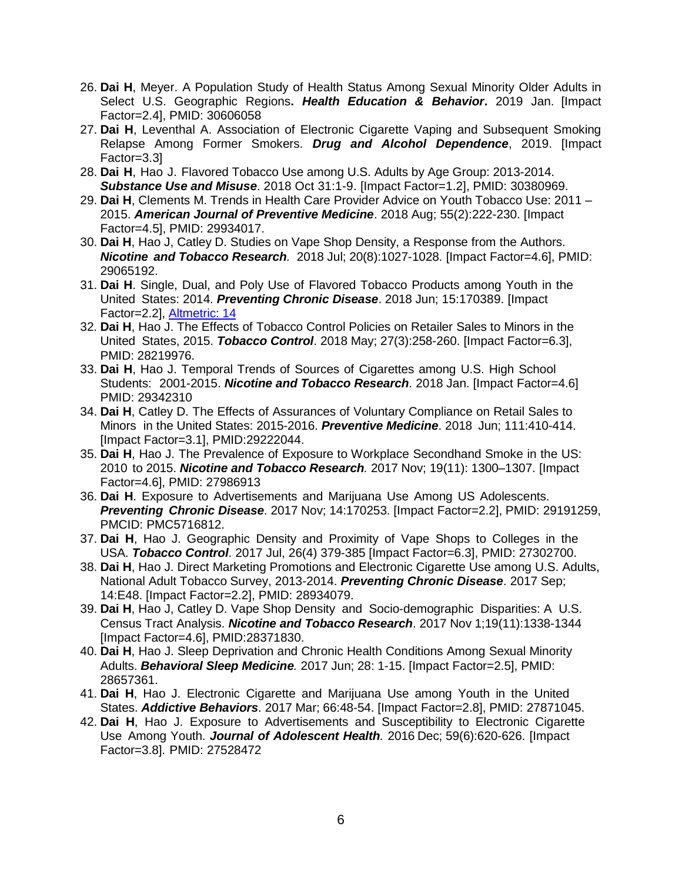26. **Dai H**, Meyer. A Population Study of Health Status Among Sexual Minority Older Adults in Select U.S. Geographic Regions**.** ***Health Education & Behavior*****.** 2019 Jan. [Impact Factor=2.4], PMID: 30606058
27. **Dai H**, Leventhal A. Association of Electronic Cigarette Vaping and Subsequent Smoking Relapse Among Former Smokers. ***Drug and Alcohol Dependence***, 2019. [Impact Factor=3.3]
28. **Dai H**, Hao J. Flavored Tobacco Use among U.S. Adults by Age Group: 2013-2014. ***Substance Use and Misuse***. 2018 Oct 31:1-9. [Impact Factor=1.2], PMID: 30380969.
29. **Dai H**, Clements M. Trends in Health Care Provider Advice on Youth Tobacco Use: 2011 – 2015. ***American Journal of Preventive Medicine***. 2018 Aug; 55(2):222-230. [Impact Factor=4.5], PMID: 29934017.
30. **Dai H**, Hao J, Catley D. Studies on Vape Shop Density, a Response from the Authors. ***Nicotine and Tobacco Research****.* 2018 Jul; 20(8):1027-1028. [Impact Factor=4.6], PMID: 29065192.
31. **Dai H**. Single, Dual, and Poly Use of Flavored Tobacco Products among Youth in the United States: 2014. ***Preventing Chronic Disease***. 2018 Jun; 15:170389. [Impact Factor=2.2], Altmetric: 14
32. **Dai H**, Hao J. The Effects of Tobacco Control Policies on Retailer Sales to Minors in the United States, 2015. ***Tobacco Control***. 2018 May; 27(3):258-260. [Impact Factor=6.3], PMID: 28219976.
33. **Dai H**, Hao J. Temporal Trends of Sources of Cigarettes among U.S. High School Students: 2001-2015. ***Nicotine and Tobacco Research***. 2018 Jan. [Impact Factor=4.6] PMID: 29342310
34. **Dai H**, Catley D. The Effects of Assurances of Voluntary Compliance on Retail Sales to Minors in the United States: 2015-2016. ***Preventive Medicine***. 2018 Jun; 111:410-414. [Impact Factor=3.1], PMID:29222044.
35. **Dai H**, Hao J. The Prevalence of Exposure to Workplace Secondhand Smoke in the US: 2010 to 2015. ***Nicotine and Tobacco Research****.* 2017 Nov; 19(11): 1300–1307. [Impact Factor=4.6], PMID: 27986913
36. **Dai H**. Exposure to Advertisements and Marijuana Use Among US Adolescents. ***Preventing Chronic Disease***. 2017 Nov; 14:170253. [Impact Factor=2.2], PMID: 29191259, PMCID: PMC5716812.
37. **Dai H**, Hao J. Geographic Density and Proximity of Vape Shops to Colleges in the USA. ***Tobacco Control***. 2017 Jul, 26(4) 379-385 [Impact Factor=6.3], PMID: 27302700.
38. **Dai H**, Hao J. Direct Marketing Promotions and Electronic Cigarette Use among U.S. Adults, National Adult Tobacco Survey, 2013-2014. ***Preventing Chronic Disease***. 2017 Sep; 14:E48. [Impact Factor=2.2], PMID: 28934079.
39. **Dai H**, Hao J, Catley D. Vape Shop Density and Socio-demographic Disparities: A U.S. Census Tract Analysis. ***Nicotine and Tobacco Research***. 2017 Nov 1;19(11):1338-1344 [Impact Factor=4.6], PMID:28371830.
40. **Dai H**, Hao J. Sleep Deprivation and Chronic Health Conditions Among Sexual Minority Adults. ***Behavioral Sleep Medicine****.* 2017 Jun; 28: 1-15. [Impact Factor=2.5], PMID: 28657361.
41. **Dai H**, Hao J. Electronic Cigarette and Marijuana Use among Youth in the United States. ***Addictive Behaviors***. 2017 Mar; 66:48-54. [Impact Factor=2.8], PMID: 27871045.
42. **Dai H**, Hao J. Exposure to Advertisements and Susceptibility to Electronic Cigarette Use Among Youth. ***Journal of Adolescent Health****.* 2016 Dec; 59(6):620-626. [Impact Factor=3.8]. PMID: 27528472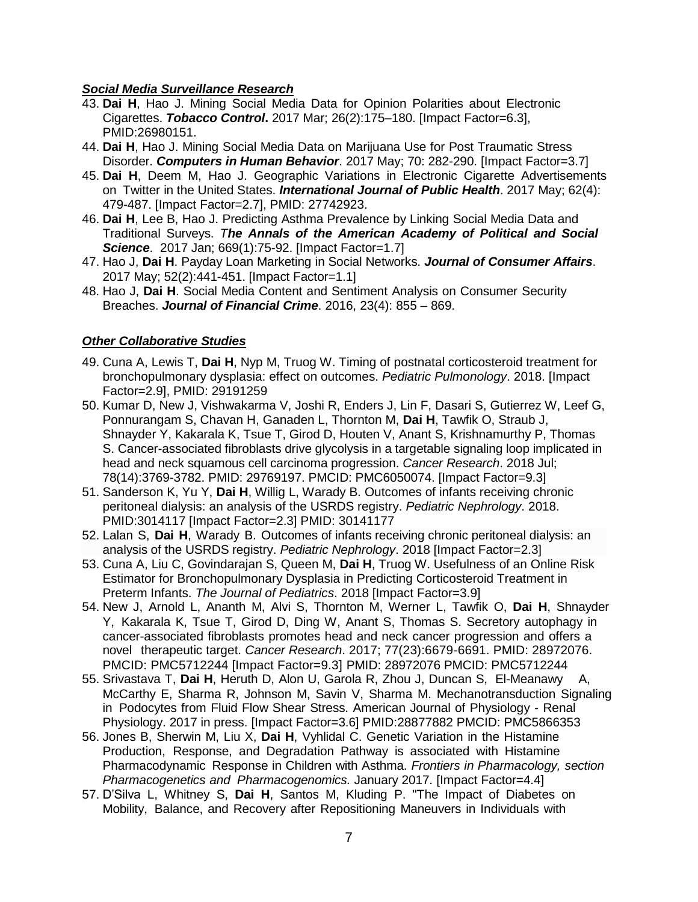### ***Social Media Surveillance Research***

43. **Dai H**, Hao J. Mining Social Media Data for Opinion Polarities about Electronic Cigarettes. ***Tobacco Control***. 2017 Mar; 26(2):175–180. [Impact Factor=6.3], PMID:26980151.
44. **Dai H**, Hao J. Mining Social Media Data on Marijuana Use for Post Traumatic Stress Disorder. ***Computers in Human Behavior***. 2017 May; 70: 282-290. [Impact Factor=3.7]
45. **Dai H**, Deem M, Hao J. Geographic Variations in Electronic Cigarette Advertisements on Twitter in the United States. ***International Journal of Public Health***. 2017 May; 62(4): 479-487. [Impact Factor=2.7], PMID: 27742923.
46. **Dai H**, Lee B, Hao J. Predicting Asthma Prevalence by Linking Social Media Data and Traditional Surveys. *T**he Annals of the American Academy of Political and Social Science***. 2017 Jan; 669(1):75-92. [Impact Factor=1.7]
47. Hao J, **Dai H**. Payday Loan Marketing in Social Networks. ***Journal of Consumer Affairs***. 2017 May; 52(2):441-451. [Impact Factor=1.1]
48. Hao J, **Dai H**. Social Media Content and Sentiment Analysis on Consumer Security Breaches. ***Journal of Financial Crime***. 2016, 23(4): 855 – 869.

### ***Other Collaborative Studies***

49. Cuna A, Lewis T, **Dai H**, Nyp M, Truog W. Timing of postnatal corticosteroid treatment for bronchopulmonary dysplasia: effect on outcomes. *Pediatric Pulmonology*. 2018. [Impact Factor=2.9], PMID: 29191259
50. Kumar D, New J, Vishwakarma V, Joshi R, Enders J, Lin F, Dasari S, Gutierrez W, Leef G, Ponnurangam S, Chavan H, Ganaden L, Thornton M, **Dai H**, Tawfik O, Straub J, Shnayder Y, Kakarala K, Tsue T, Girod D, Houten V, Anant S, Krishnamurthy P, Thomas S. Cancer-associated fibroblasts drive glycolysis in a targetable signaling loop implicated in head and neck squamous cell carcinoma progression. *Cancer Research*. 2018 Jul; 78(14):3769-3782. PMID: 29769197. PMCID: PMC6050074. [Impact Factor=9.3]
51. Sanderson K, Yu Y, **Dai H**, Willig L, Warady B. Outcomes of infants receiving chronic peritoneal dialysis: an analysis of the USRDS registry. *Pediatric Nephrology*. 2018. PMID:3014117 [Impact Factor=2.3] PMID: 30141177
52. Lalan S, **Dai H**, Warady B. Outcomes of infants receiving chronic peritoneal dialysis: an analysis of the USRDS registry. *Pediatric Nephrology*. 2018 [Impact Factor=2.3]
53. Cuna A, Liu C, Govindarajan S, Queen M, **Dai H**, Truog W. Usefulness of an Online Risk Estimator for Bronchopulmonary Dysplasia in Predicting Corticosteroid Treatment in Preterm Infants. *The Journal of Pediatrics*. 2018 [Impact Factor=3.9]
54. New J, Arnold L, Ananth M, Alvi S, Thornton M, Werner L, Tawfik O, **Dai H**, Shnayder Y, Kakarala K, Tsue T, Girod D, Ding W, Anant S, Thomas S. Secretory autophagy in cancer-associated fibroblasts promotes head and neck cancer progression and offers a novel therapeutic target. *Cancer Research*. 2017; 77(23):6679-6691. PMID: 28972076. PMCID: PMC5712244 [Impact Factor=9.3] PMID: 28972076 PMCID: PMC5712244
55. Srivastava T, **Dai H**, Heruth D, Alon U, Garola R, Zhou J, Duncan S, El-Meanawy A, McCarthy E, Sharma R, Johnson M, Savin V, Sharma M. Mechanotransduction Signaling in Podocytes from Fluid Flow Shear Stress. American Journal of Physiology - Renal Physiology. 2017 in press. [Impact Factor=3.6] PMID:28877882 PMCID: PMC5866353
56. Jones B, Sherwin M, Liu X, **Dai H**, Vyhlidal C. Genetic Variation in the Histamine Production, Response, and Degradation Pathway is associated with Histamine Pharmacodynamic Response in Children with Asthma. *Frontiers in Pharmacology, section Pharmacogenetics and Pharmacogenomics.* January 2017. [Impact Factor=4.4]
57. D'Silva L, Whitney S, **Dai H**, Santos M, Kluding P. "The Impact of Diabetes on Mobility, Balance, and Recovery after Repositioning Maneuvers in Individuals with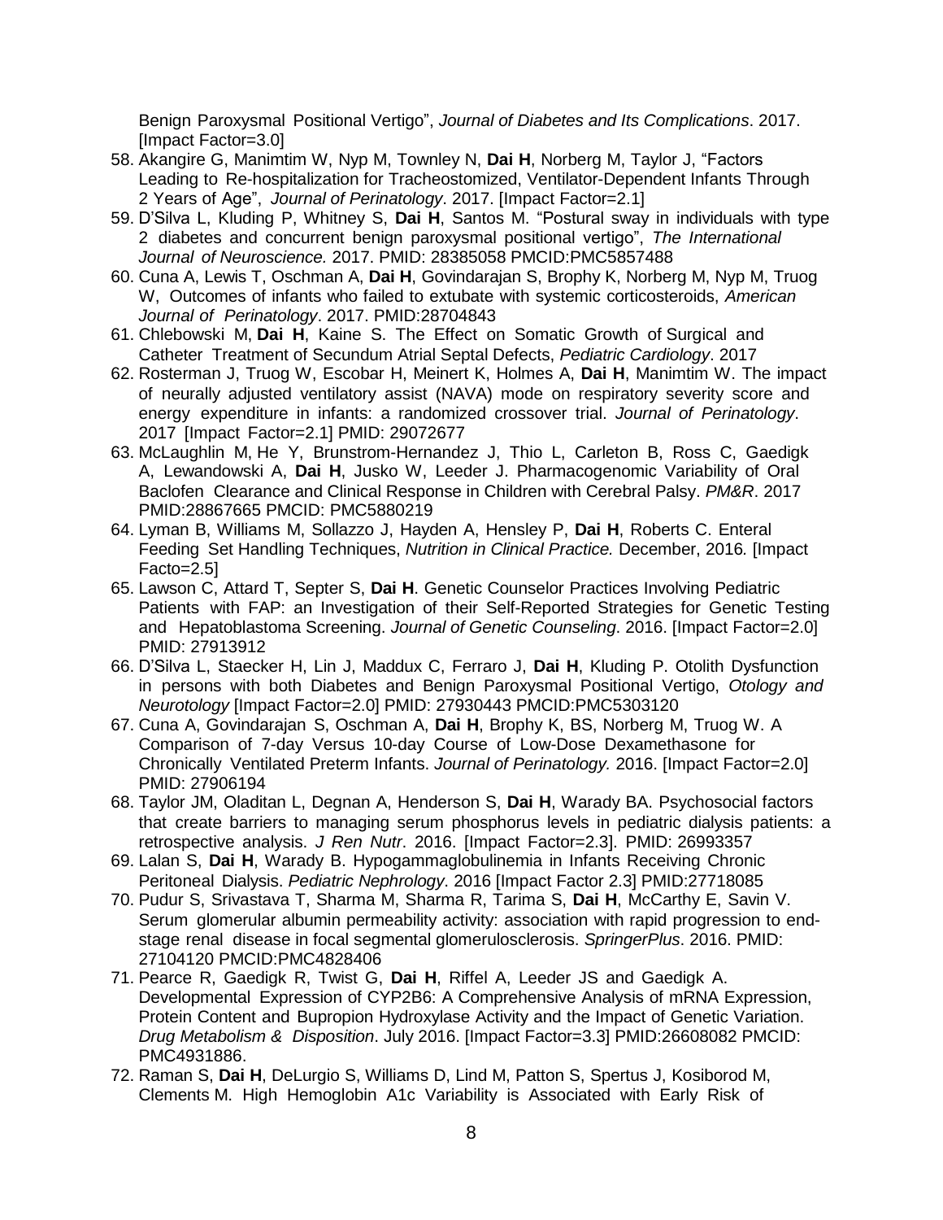Benign Paroxysmal Positional Vertigo", *Journal of Diabetes and Its Complications*. 2017. [Impact Factor=3.0]

58. Akangire G, Manimtim W, Nyp M, Townley N, **Dai H**, Norberg M, Taylor J, "Factors Leading to Re-hospitalization for Tracheostomized, Ventilator-Dependent Infants Through 2 Years of Age", *Journal of Perinatology*. 2017. [Impact Factor=2.1]
59. D'Silva L, Kluding P, Whitney S, **Dai H**, Santos M. "Postural sway in individuals with type 2 diabetes and concurrent benign paroxysmal positional vertigo", *The International Journal of Neuroscience.* 2017. PMID: 28385058 PMCID:PMC5857488
60. Cuna A, Lewis T, Oschman A, **Dai H**, Govindarajan S, Brophy K, Norberg M, Nyp M, Truog W, Outcomes of infants who failed to extubate with systemic corticosteroids, *American Journal of Perinatology*. 2017. PMID:28704843
61. Chlebowski M, **Dai H**, Kaine S. The Effect on Somatic Growth of Surgical and Catheter Treatment of Secundum Atrial Septal Defects, *Pediatric Cardiology*. 2017
62. Rosterman J, Truog W, Escobar H, Meinert K, Holmes A, **Dai H**, Manimtim W. The impact of neurally adjusted ventilatory assist (NAVA) mode on respiratory severity score and energy expenditure in infants: a randomized crossover trial. *Journal of Perinatology*. 2017 [Impact Factor=2.1] PMID: 29072677
63. McLaughlin M, He Y, Brunstrom-Hernandez J, Thio L, Carleton B, Ross C, Gaedigk A, Lewandowski A, **Dai H**, Jusko W, Leeder J. Pharmacogenomic Variability of Oral Baclofen Clearance and Clinical Response in Children with Cerebral Palsy. *PM&R*. 2017 PMID:28867665 PMCID: PMC5880219
64. Lyman B, Williams M, Sollazzo J, Hayden A, Hensley P, **Dai H**, Roberts C. Enteral Feeding Set Handling Techniques, *Nutrition in Clinical Practice.* December, 2016. [Impact Facto=2.5]
65. Lawson C, Attard T, Septer S, **Dai H**. Genetic Counselor Practices Involving Pediatric Patients with FAP: an Investigation of their Self-Reported Strategies for Genetic Testing and Hepatoblastoma Screening. *Journal of Genetic Counseling*. 2016. [Impact Factor=2.0] PMID: 27913912
66. D'Silva L, Staecker H, Lin J, Maddux C, Ferraro J, **Dai H**, Kluding P. Otolith Dysfunction in persons with both Diabetes and Benign Paroxysmal Positional Vertigo, *Otology and Neurotology* [Impact Factor=2.0] PMID: 27930443 PMCID:PMC5303120
67. Cuna A, Govindarajan S, Oschman A, **Dai H**, Brophy K, BS, Norberg M, Truog W. A Comparison of 7-day Versus 10-day Course of Low-Dose Dexamethasone for Chronically Ventilated Preterm Infants. *Journal of Perinatology.* 2016. [Impact Factor=2.0] PMID: 27906194
68. Taylor JM, Oladitan L, Degnan A, Henderson S, **Dai H**, Warady BA. Psychosocial factors that create barriers to managing serum phosphorus levels in pediatric dialysis patients: a retrospective analysis. *J Ren Nutr*. 2016. [Impact Factor=2.3]. PMID: 26993357
69. Lalan S, **Dai H**, Warady B. Hypogammaglobulinemia in Infants Receiving Chronic Peritoneal Dialysis. *Pediatric Nephrology*. 2016 [Impact Factor 2.3] PMID:27718085
70. Pudur S, Srivastava T, Sharma M, Sharma R, Tarima S, **Dai H**, McCarthy E, Savin V. Serum glomerular albumin permeability activity: association with rapid progression to end-stage renal disease in focal segmental glomerulosclerosis. *SpringerPlus*. 2016. PMID: 27104120 PMCID:PMC4828406
71. Pearce R, Gaedigk R, Twist G, **Dai H**, Riffel A, Leeder JS and Gaedigk A. Developmental Expression of CYP2B6: A Comprehensive Analysis of mRNA Expression, Protein Content and Bupropion Hydroxylase Activity and the Impact of Genetic Variation. *Drug Metabolism & Disposition*. July 2016. [Impact Factor=3.3] PMID:26608082 PMCID: PMC4931886.
72. Raman S, **Dai H**, DeLurgio S, Williams D, Lind M, Patton S, Spertus J, Kosiborod M, Clements M. High Hemoglobin A1c Variability is Associated with Early Risk of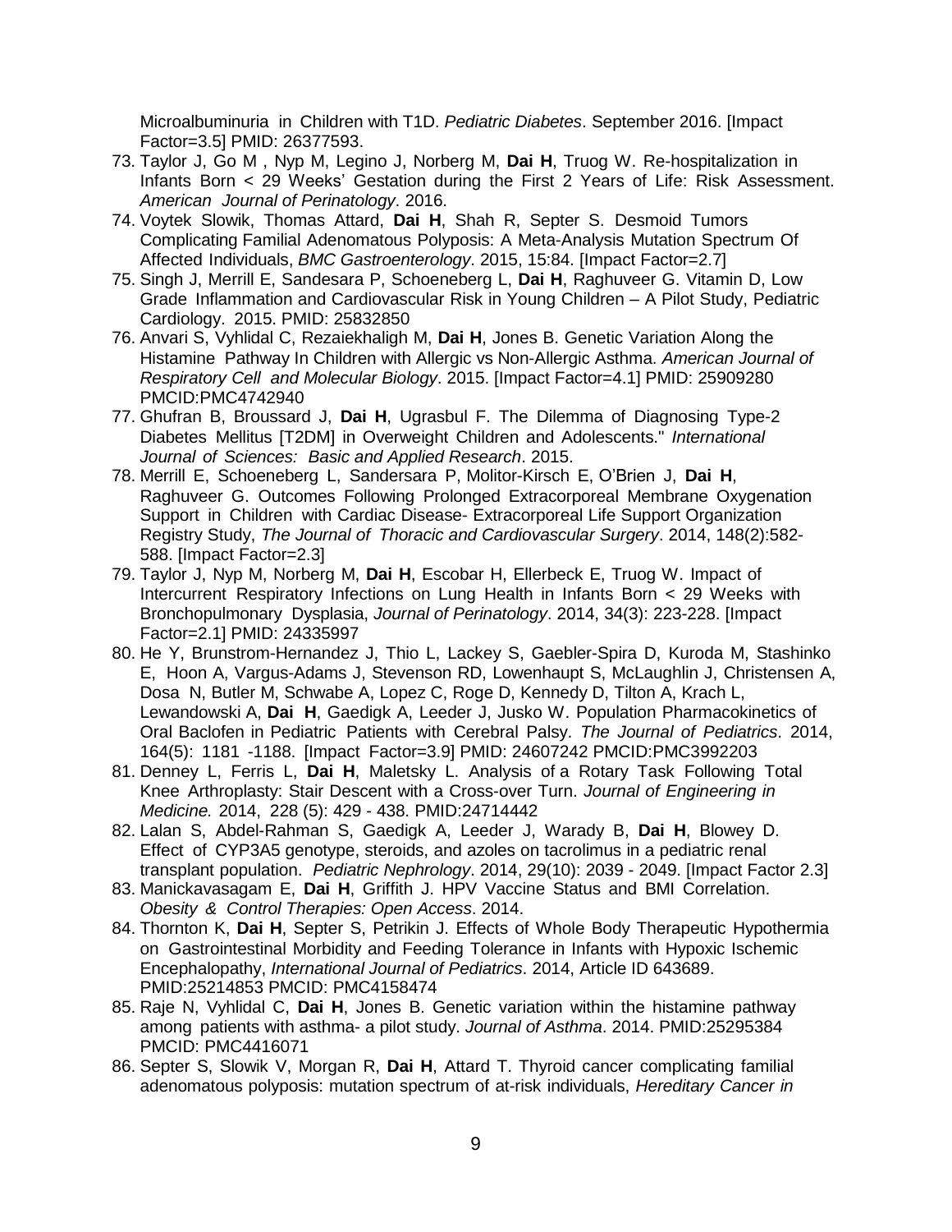Microalbuminuria in Children with T1D. *Pediatric Diabetes*. September 2016. [Impact Factor=3.5] PMID: 26377593.

73. Taylor J, Go M , Nyp M, Legino J, Norberg M, **Dai H**, Truog W. Re-hospitalization in Infants Born < 29 Weeks' Gestation during the First 2 Years of Life: Risk Assessment. *American Journal of Perinatology*. 2016.
74. Voytek Slowik, Thomas Attard, **Dai H**, Shah R, Septer S. Desmoid Tumors Complicating Familial Adenomatous Polyposis: A Meta-Analysis Mutation Spectrum Of Affected Individuals, *BMC Gastroenterology*. 2015, 15:84. [Impact Factor=2.7]
75. Singh J, Merrill E, Sandesara P, Schoeneberg L, **Dai H**, Raghuveer G. Vitamin D, Low Grade Inflammation and Cardiovascular Risk in Young Children – A Pilot Study, Pediatric Cardiology. 2015. PMID: 25832850
76. Anvari S, Vyhlidal C, Rezaiekhaligh M, **Dai H**, Jones B. Genetic Variation Along the Histamine Pathway In Children with Allergic vs Non-Allergic Asthma. *American Journal of Respiratory Cell and Molecular Biology*. 2015. [Impact Factor=4.1] PMID: 25909280 PMCID:PMC4742940
77. Ghufran B, Broussard J, **Dai H**, Ugrasbul F. The Dilemma of Diagnosing Type-2 Diabetes Mellitus [T2DM] in Overweight Children and Adolescents." *International Journal of Sciences: Basic and Applied Research*. 2015.
78. Merrill E, Schoeneberg L, Sandersara P, Molitor-Kirsch E, O'Brien J, **Dai H**, Raghuveer G. Outcomes Following Prolonged Extracorporeal Membrane Oxygenation Support in Children with Cardiac Disease- Extracorporeal Life Support Organization Registry Study, *The Journal of Thoracic and Cardiovascular Surgery*. 2014, 148(2):582-588. [Impact Factor=2.3]
79. Taylor J, Nyp M, Norberg M, **Dai H**, Escobar H, Ellerbeck E, Truog W. Impact of Intercurrent Respiratory Infections on Lung Health in Infants Born < 29 Weeks with Bronchopulmonary Dysplasia, *Journal of Perinatology*. 2014, 34(3): 223-228. [Impact Factor=2.1] PMID: 24335997
80. He Y, Brunstrom-Hernandez J, Thio L, Lackey S, Gaebler-Spira D, Kuroda M, Stashinko E, Hoon A, Vargus-Adams J, Stevenson RD, Lowenhaupt S, McLaughlin J, Christensen A, Dosa N, Butler M, Schwabe A, Lopez C, Roge D, Kennedy D, Tilton A, Krach L, Lewandowski A, **Dai H**, Gaedigk A, Leeder J, Jusko W. Population Pharmacokinetics of Oral Baclofen in Pediatric Patients with Cerebral Palsy. *The Journal of Pediatrics*. 2014, 164(5): 1181 -1188. [Impact Factor=3.9] PMID: 24607242 PMCID:PMC3992203
81. Denney L, Ferris L, **Dai H**, Maletsky L. Analysis of a Rotary Task Following Total Knee Arthroplasty: Stair Descent with a Cross-over Turn. *Journal of Engineering in Medicine.* 2014, 228 (5): 429 - 438. PMID:24714442
82. Lalan S, Abdel-Rahman S, Gaedigk A, Leeder J, Warady B, **Dai H**, Blowey D. Effect of CYP3A5 genotype, steroids, and azoles on tacrolimus in a pediatric renal transplant population. *Pediatric Nephrology*. 2014, 29(10): 2039 - 2049. [Impact Factor 2.3]
83. Manickavasagam E, **Dai H**, Griffith J. HPV Vaccine Status and BMI Correlation. *Obesity & Control Therapies: Open Access*. 2014.
84. Thornton K, **Dai H**, Septer S, Petrikin J. Effects of Whole Body Therapeutic Hypothermia on Gastrointestinal Morbidity and Feeding Tolerance in Infants with Hypoxic Ischemic Encephalopathy, *International Journal of Pediatrics*. 2014, Article ID 643689. PMID:25214853 PMCID: PMC4158474
85. Raje N, Vyhlidal C, **Dai H**, Jones B. Genetic variation within the histamine pathway among patients with asthma- a pilot study. *Journal of Asthma*. 2014. PMID:25295384 PMCID: PMC4416071
86. Septer S, Slowik V, Morgan R, **Dai H**, Attard T. Thyroid cancer complicating familial adenomatous polyposis: mutation spectrum of at-risk individuals, *Hereditary Cancer in*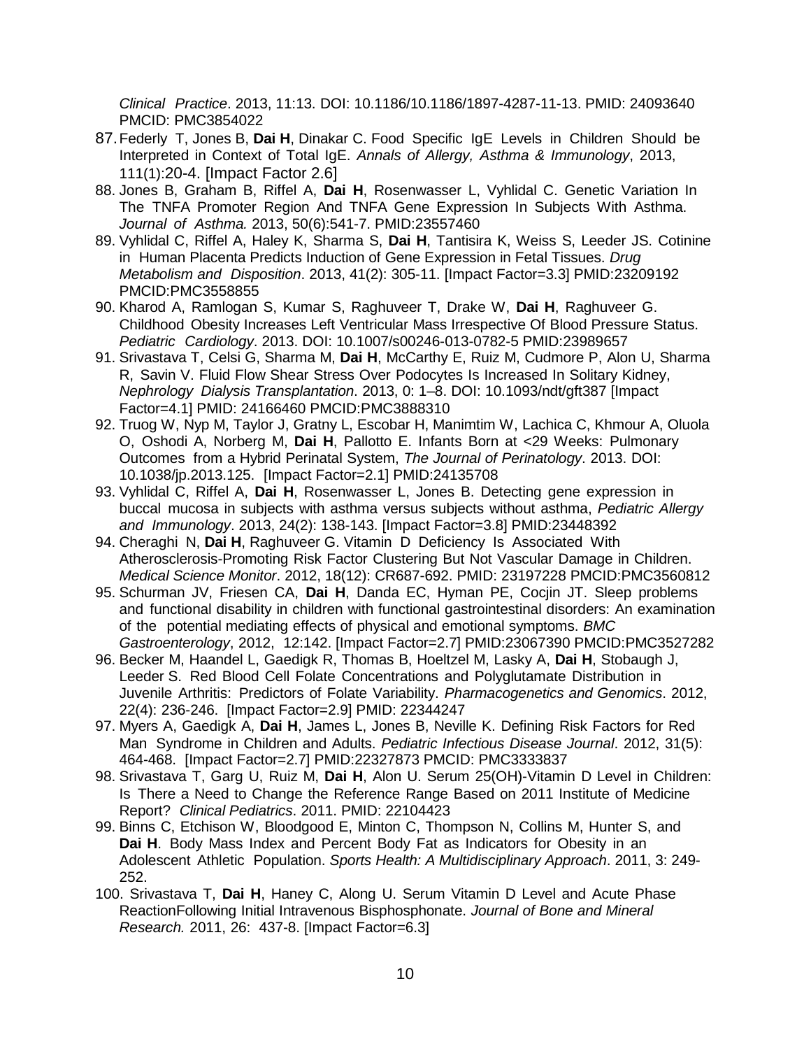*Clinical Practice*. 2013, 11:13. DOI: 10.1186/10.1186/1897-4287-11-13. PMID: 24093640 PMCID: PMC3854022

87. Federly T, Jones B, **Dai H**, Dinakar C. Food Specific IgE Levels in Children Should be Interpreted in Context of Total IgE. *Annals of Allergy, Asthma & Immunology*, 2013, 111(1):20-4. [Impact Factor 2.6]
88. Jones B, Graham B, Riffel A, **Dai H**, Rosenwasser L, Vyhlidal C. Genetic Variation In The TNFA Promoter Region And TNFA Gene Expression In Subjects With Asthma. *Journal of Asthma.* 2013, 50(6):541-7. PMID:23557460
89. Vyhlidal C, Riffel A, Haley K, Sharma S, **Dai H**, Tantisira K, Weiss S, Leeder JS. Cotinine in Human Placenta Predicts Induction of Gene Expression in Fetal Tissues. *Drug Metabolism and Disposition*. 2013, 41(2): 305-11. [Impact Factor=3.3] PMID:23209192 PMCID:PMC3558855
90. Kharod A, Ramlogan S, Kumar S, Raghuveer T, Drake W, **Dai H**, Raghuveer G. Childhood Obesity Increases Left Ventricular Mass Irrespective Of Blood Pressure Status. *Pediatric Cardiology*. 2013. DOI: 10.1007/s00246-013-0782-5 PMID:23989657
91. Srivastava T, Celsi G, Sharma M, **Dai H**, McCarthy E, Ruiz M, Cudmore P, Alon U, Sharma R, Savin V. Fluid Flow Shear Stress Over Podocytes Is Increased In Solitary Kidney, *Nephrology Dialysis Transplantation*. 2013, 0: 1–8. DOI: 10.1093/ndt/gft387 [Impact Factor=4.1] PMID: 24166460 PMCID:PMC3888310
92. Truog W, Nyp M, Taylor J, Gratny L, Escobar H, Manimtim W, Lachica C, Khmour A, Oluola O, Oshodi A, Norberg M, **Dai H**, Pallotto E. Infants Born at <29 Weeks: Pulmonary Outcomes from a Hybrid Perinatal System, *The Journal of Perinatology*. 2013. DOI: 10.1038/jp.2013.125. [Impact Factor=2.1] PMID:24135708
93. Vyhlidal C, Riffel A, **Dai H**, Rosenwasser L, Jones B. Detecting gene expression in buccal mucosa in subjects with asthma versus subjects without asthma, *Pediatric Allergy and Immunology*. 2013, 24(2): 138-143. [Impact Factor=3.8] PMID:23448392
94. Cheraghi N, **Dai H**, Raghuveer G. Vitamin D Deficiency Is Associated With Atherosclerosis-Promoting Risk Factor Clustering But Not Vascular Damage in Children. *Medical Science Monitor*. 2012, 18(12): CR687-692. PMID: 23197228 PMCID:PMC3560812
95. Schurman JV, Friesen CA, **Dai H**, Danda EC, Hyman PE, Cocjin JT. Sleep problems and functional disability in children with functional gastrointestinal disorders: An examination of the potential mediating effects of physical and emotional symptoms. *BMC Gastroenterology*, 2012, 12:142. [Impact Factor=2.7] PMID:23067390 PMCID:PMC3527282
96. Becker M, Haandel L, Gaedigk R, Thomas B, Hoeltzel M, Lasky A, **Dai H**, Stobaugh J, Leeder S. Red Blood Cell Folate Concentrations and Polyglutamate Distribution in Juvenile Arthritis: Predictors of Folate Variability. *Pharmacogenetics and Genomics*. 2012, 22(4): 236-246. [Impact Factor=2.9] PMID: 22344247
97. Myers A, Gaedigk A, **Dai H**, James L, Jones B, Neville K. Defining Risk Factors for Red Man Syndrome in Children and Adults. *Pediatric Infectious Disease Journal*. 2012, 31(5): 464-468. [Impact Factor=2.7] PMID:22327873 PMCID: PMC3333837
98. Srivastava T, Garg U, Ruiz M, **Dai H**, Alon U. Serum 25(OH)-Vitamin D Level in Children: Is There a Need to Change the Reference Range Based on 2011 Institute of Medicine Report? *Clinical Pediatrics*. 2011. PMID: 22104423
99. Binns C, Etchison W, Bloodgood E, Minton C, Thompson N, Collins M, Hunter S, and **Dai H**. Body Mass Index and Percent Body Fat as Indicators for Obesity in an Adolescent Athletic Population. *Sports Health: A Multidisciplinary Approach*. 2011, 3: 249-252.
100. Srivastava T, **Dai H**, Haney C, Along U. Serum Vitamin D Level and Acute Phase ReactionFollowing Initial Intravenous Bisphosphonate. *Journal of Bone and Mineral Research.* 2011, 26: 437-8. [Impact Factor=6.3]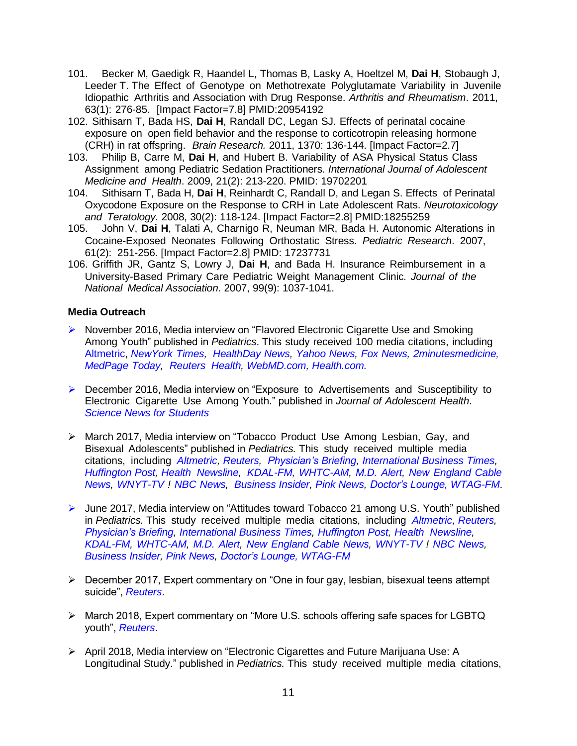101. Becker M, Gaedigk R, Haandel L, Thomas B, Lasky A, Hoeltzel M, **Dai H**, Stobaugh J, Leeder T. The Effect of Genotype on Methotrexate Polyglutamate Variability in Juvenile Idiopathic Arthritis and Association with Drug Response. *Arthritis and Rheumatism*. 2011, 63(1): 276-85. [Impact Factor=7.8] PMID:20954192
102. Sithisarn T, Bada HS, **Dai H**, Randall DC, Legan SJ. Effects of perinatal cocaine exposure on open field behavior and the response to corticotropin releasing hormone (CRH) in rat offspring. *Brain Research.* 2011, 1370: 136-144. [Impact Factor=2.7]
103. Philip B, Carre M, **Dai H**, and Hubert B. Variability of ASA Physical Status Class Assignment among Pediatric Sedation Practitioners. *International Journal of Adolescent Medicine and Health*. 2009, 21(2): 213-220. PMID: 19702201
104. Sithisarn T, Bada H, **Dai H**, Reinhardt C, Randall D, and Legan S. Effects of Perinatal Oxycodone Exposure on the Response to CRH in Late Adolescent Rats. *Neurotoxicology and Teratology.* 2008, 30(2): 118-124. [Impact Factor=2.8] PMID:18255259
105. John V, **Dai H**, Talati A, Charnigo R, Neuman MR, Bada H. Autonomic Alterations in Cocaine-Exposed Neonates Following Orthostatic Stress. *Pediatric Research*. 2007, 61(2): 251-256. [Impact Factor=2.8] PMID: 17237731
106. Griffith JR, Gantz S, Lowry J, **Dai H**, and Bada H. Insurance Reimbursement in a University-Based Primary Care Pediatric Weight Management Clinic. *Journal of the National Medical Association*. 2007, 99(9): 1037-1041.

**Media Outreach**

- November 2016, Media interview on "Flavored Electronic Cigarette Use and Smoking Among Youth" published in *Pediatrics*. This study received 100 media citations, including Altmetric, *NewYork Times, HealthDay News, Yahoo News, Fox News, 2minutesmedicine, MedPage Today, Reuters Health, WebMD.com, Health.com.*

- December 2016, Media interview on "Exposure to Advertisements and Susceptibility to Electronic Cigarette Use Among Youth." published in *Journal of Adolescent Health*. *Science News for Students*

- March 2017, Media interview on "Tobacco Product Use Among Lesbian, Gay, and Bisexual Adolescents" published in *Pediatrics.* This study received multiple media citations, including *Altmetric, Reuters, Physician's Briefing, International Business Times, Huffington Post, Health Newsline, KDAL-FM, WHTC-AM, M.D. Alert, New England Cable News, WNYT-TV ! NBC News, Business Insider, Pink News, Doctor's Lounge, WTAG-FM*.

- June 2017, Media interview on "Attitudes toward Tobacco 21 among U.S. Youth" published in *Pediatrics.* This study received multiple media citations, including *Altmetric, Reuters, Physician's Briefing, International Business Times, Huffington Post, Health Newsline, KDAL-FM, WHTC-AM, M.D. Alert, New England Cable News, WNYT-TV ! NBC News, Business Insider, Pink News, Doctor's Lounge, WTAG-FM*

- December 2017, Expert commentary on "One in four gay, lesbian, bisexual teens attempt suicide", *Reuters*.

- March 2018, Expert commentary on "More U.S. schools offering safe spaces for LGBTQ youth", *Reuters*.

- April 2018, Media interview on "Electronic Cigarettes and Future Marijuana Use: A Longitudinal Study." published in *Pediatrics.* This study received multiple media citations,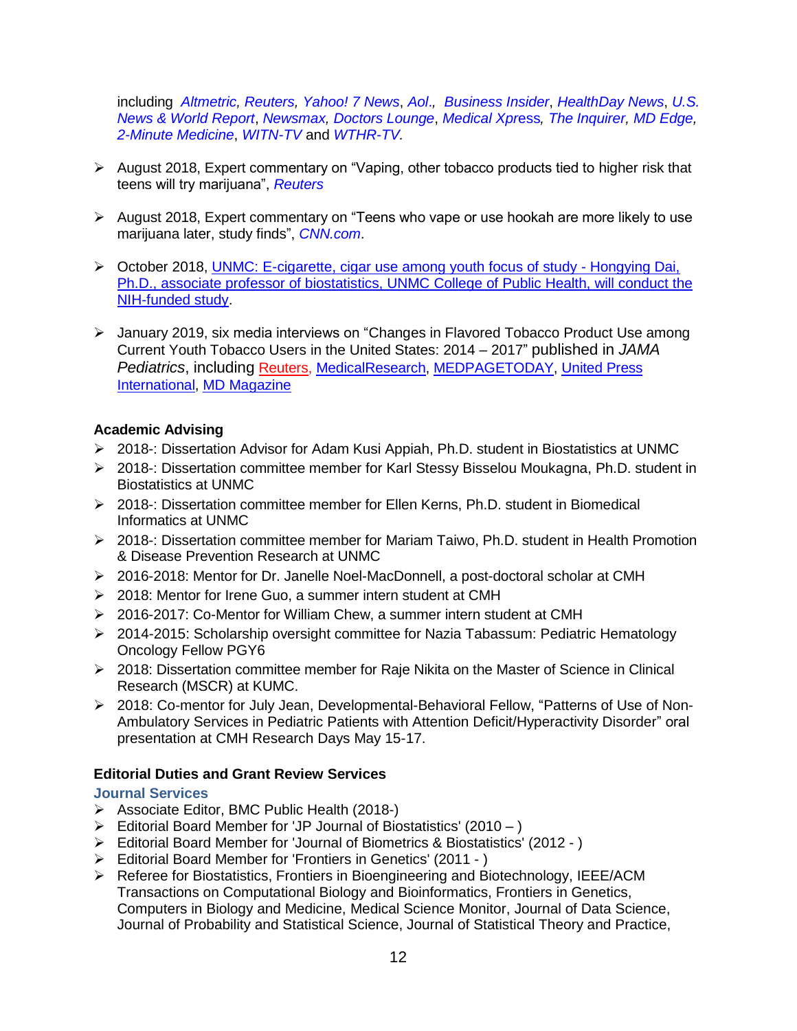including *Altmetric, Reuters, Yahoo! 7 News*, *Aol*., *Business Insider*, *HealthDay News*, *U.S. News & World Report*, *Newsmax, Doctors Lounge*, *Medical Xpress, The Inquirer, MD Edge, 2-Minute Medicine*, *WITN-TV* and *WTHR-TV.*

- August 2018, Expert commentary on "Vaping, other tobacco products tied to higher risk that teens will try marijuana", *Reuters*

- August 2018, Expert commentary on "Teens who vape or use hookah are more likely to use marijuana later, study finds", *CNN.com*.

- October 2018, UNMC: E-cigarette, cigar use among youth focus of study - Hongying Dai, Ph.D., associate professor of biostatistics, UNMC College of Public Health, will conduct the NIH-funded study.

- January 2019, six media interviews on "Changes in Flavored Tobacco Product Use among Current Youth Tobacco Users in the United States: 2014 – 2017" published in *JAMA Pediatrics*, including Reuters, MedicalResearch, MEDPAGETODAY, United Press International, MD Magazine

**Academic Advising**

- 2018-: Dissertation Advisor for Adam Kusi Appiah, Ph.D. student in Biostatistics at UNMC
- 2018-: Dissertation committee member for Karl Stessy Bisselou Moukagna, Ph.D. student in Biostatistics at UNMC
- 2018-: Dissertation committee member for Ellen Kerns, Ph.D. student in Biomedical Informatics at UNMC
- 2018-: Dissertation committee member for Mariam Taiwo, Ph.D. student in Health Promotion & Disease Prevention Research at UNMC
- 2016-2018: Mentor for Dr. Janelle Noel-MacDonnell, a post-doctoral scholar at CMH
- 2018: Mentor for Irene Guo, a summer intern student at CMH
- 2016-2017: Co-Mentor for William Chew, a summer intern student at CMH
- 2014-2015: Scholarship oversight committee for Nazia Tabassum: Pediatric Hematology Oncology Fellow PGY6
- 2018: Dissertation committee member for Raje Nikita on the Master of Science in Clinical Research (MSCR) at KUMC.
- 2018: Co-mentor for July Jean, Developmental-Behavioral Fellow, "Patterns of Use of Non-Ambulatory Services in Pediatric Patients with Attention Deficit/Hyperactivity Disorder" oral presentation at CMH Research Days May 15-17.

**Editorial Duties and Grant Review Services**

**Journal Services**

- Associate Editor, BMC Public Health (2018-)
- Editorial Board Member for 'JP Journal of Biostatistics' (2010 – )
- Editorial Board Member for 'Journal of Biometrics & Biostatistics' (2012 - )
- Editorial Board Member for 'Frontiers in Genetics' (2011 - )
- Referee for Biostatistics, Frontiers in Bioengineering and Biotechnology, IEEE/ACM Transactions on Computational Biology and Bioinformatics, Frontiers in Genetics, Computers in Biology and Medicine, Medical Science Monitor, Journal of Data Science, Journal of Probability and Statistical Science, Journal of Statistical Theory and Practice,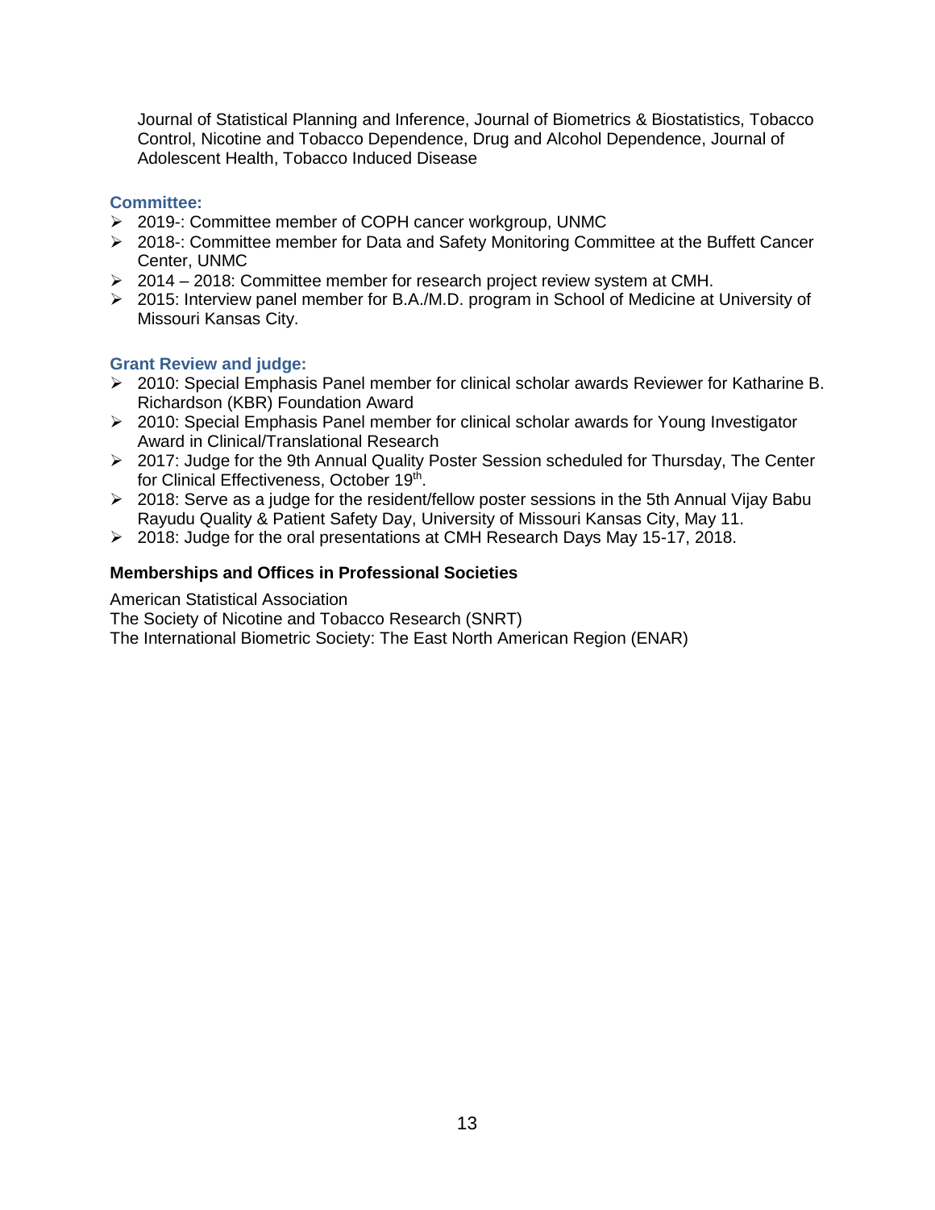Journal of Statistical Planning and Inference, Journal of Biometrics & Biostatistics, Tobacco Control, Nicotine and Tobacco Dependence, Drug and Alcohol Dependence, Journal of Adolescent Health, Tobacco Induced Disease

### Committee:

- 2019-: Committee member of COPH cancer workgroup, UNMC
- 2018-: Committee member for Data and Safety Monitoring Committee at the Buffett Cancer Center, UNMC
- 2014 – 2018: Committee member for research project review system at CMH.
- 2015: Interview panel member for B.A./M.D. program in School of Medicine at University of Missouri Kansas City.

### Grant Review and judge:

- 2010: Special Emphasis Panel member for clinical scholar awards Reviewer for Katharine B. Richardson (KBR) Foundation Award
- 2010: Special Emphasis Panel member for clinical scholar awards for Young Investigator Award in Clinical/Translational Research
- 2017: Judge for the 9th Annual Quality Poster Session scheduled for Thursday, The Center for Clinical Effectiveness, October 19th.
- 2018: Serve as a judge for the resident/fellow poster sessions in the 5th Annual Vijay Babu Rayudu Quality & Patient Safety Day, University of Missouri Kansas City, May 11.
- 2018: Judge for the oral presentations at CMH Research Days May 15-17, 2018.

### Memberships and Offices in Professional Societies

American Statistical Association
The Society of Nicotine and Tobacco Research (SNRT)
The International Biometric Society: The East North American Region (ENAR)